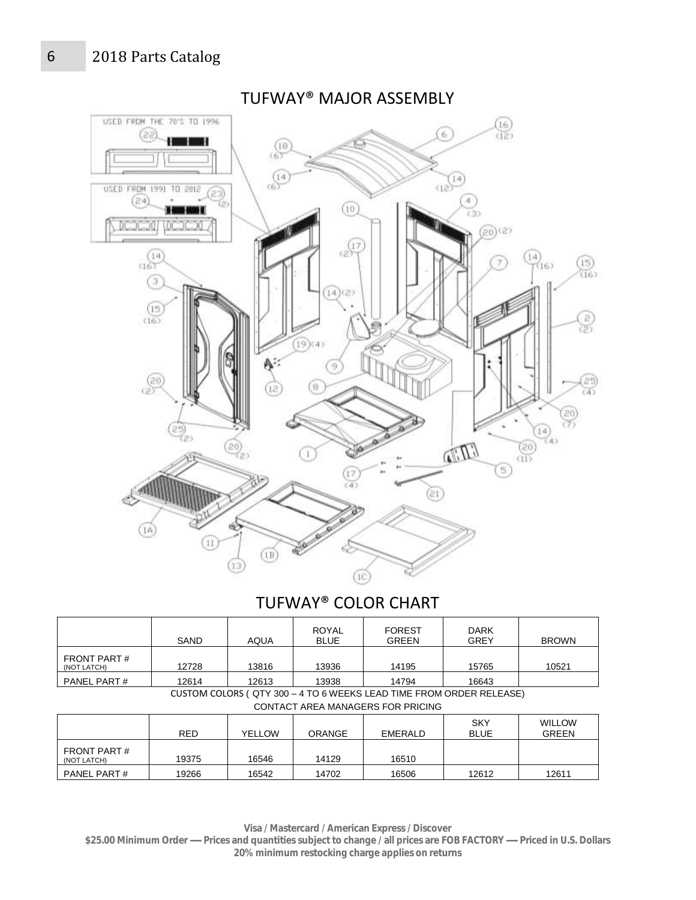## TUFWAY® MAJOR ASSEMBLY

## TUFWAY® COLOR CHART

| | SAND | AQUA | ROYAL BLUE | FOREST GREEN | DARK GREY | BROWN |
|---|---|---|---|---|---|---|
| FRONT PART # (NOT LATCH) | 12728 | 13816 | 13936 | 14195 | 15765 | 10521 |
| PANEL PART # | 12614 | 12613 | 13938 | 14794 | 16643 | |

CUSTOM COLORS ( QTY 300 – 4 TO 6 WEEKS LEAD TIME FROM ORDER RELEASE)

CONTACT AREA MANAGERS FOR PRICING

| | RED | YELLOW | ORANGE | EMERALD | SKY BLUE | WILLOW GREEN |
|---|---|---|---|---|---|---|
| FRONT PART # (NOT LATCH) | 19375 | 16546 | 14129 | 16510 | | |
| PANEL PART # | 19266 | 16542 | 14702 | 16506 | 12612 | 12611 |

**Visa / Mastercard / American Express / Discover**

**$25.00 Minimum Order — Prices and quantities subject to change / all prices are FOB FACTORY — Priced in U.S. Dollars**

**20% minimum restocking charge applies on returns**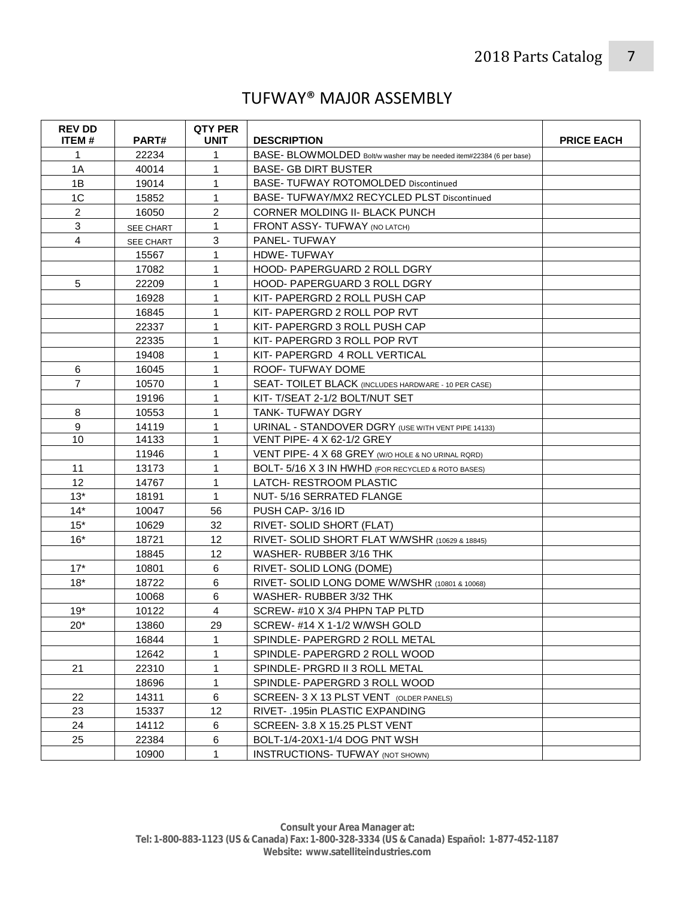# TUFWAY® MAJ0R ASSEMBLY

| REV DD ITEM # | PART# | QTY PER UNIT | DESCRIPTION | PRICE EACH |
|---|---|---|---|---|
| 1 | 22234 | 1 | BASE- BLOWMOLDED Bolt/w washer may be needed item#22384 (6 per base) | |
| 1A | 40014 | 1 | BASE- GB DIRT BUSTER | |
| 1B | 19014 | 1 | BASE- TUFWAY ROTOMOLDED Discontinued | |
| 1C | 15852 | 1 | BASE- TUFWAY/MX2 RECYCLED PLST Discontinued | |
| 2 | 16050 | 2 | CORNER MOLDING II- BLACK PUNCH | |
| 3 | SEE CHART | 1 | FRONT ASSY- TUFWAY (NO LATCH) | |
| 4 | SEE CHART | 3 | PANEL- TUFWAY | |
| | 15567 | 1 | HDWE- TUFWAY | |
| | 17082 | 1 | HOOD- PAPERGUARD 2 ROLL DGRY | |
| 5 | 22209 | 1 | HOOD- PAPERGUARD 3 ROLL DGRY | |
| | 16928 | 1 | KIT- PAPERGRD 2 ROLL PUSH CAP | |
| | 16845 | 1 | KIT- PAPERGRD 2 ROLL POP RVT | |
| | 22337 | 1 | KIT- PAPERGRD 3 ROLL PUSH CAP | |
| | 22335 | 1 | KIT- PAPERGRD 3 ROLL POP RVT | |
| | 19408 | 1 | KIT- PAPERGRD 4 ROLL VERTICAL | |
| 6 | 16045 | 1 | ROOF- TUFWAY DOME | |
| 7 | 10570 | 1 | SEAT- TOILET BLACK (INCLUDES HARDWARE - 10 PER CASE) | |
| | 19196 | 1 | KIT- T/SEAT 2-1/2 BOLT/NUT SET | |
| 8 | 10553 | 1 | TANK- TUFWAY DGRY | |
| 9 | 14119 | 1 | URINAL - STANDOVER DGRY (USE WITH VENT PIPE 14133) | |
| 10 | 14133 | 1 | VENT PIPE- 4 X 62-1/2 GREY | |
| | 11946 | 1 | VENT PIPE- 4 X 68 GREY (W/O HOLE & NO URINAL RQRD) | |
| 11 | 13173 | 1 | BOLT- 5/16 X 3 IN HWHD (FOR RECYCLED & ROTO BASES) | |
| 12 | 14767 | 1 | LATCH- RESTROOM PLASTIC | |
| 13* | 18191 | 1 | NUT- 5/16 SERRATED FLANGE | |
| 14* | 10047 | 56 | PUSH CAP- 3/16 ID | |
| 15* | 10629 | 32 | RIVET- SOLID SHORT (FLAT) | |
| 16* | 18721 | 12 | RIVET- SOLID SHORT FLAT W/WSHR (10629 & 18845) | |
| | 18845 | 12 | WASHER- RUBBER 3/16 THK | |
| 17* | 10801 | 6 | RIVET- SOLID LONG (DOME) | |
| 18* | 18722 | 6 | RIVET- SOLID LONG DOME W/WSHR (10801 & 10068) | |
| | 10068 | 6 | WASHER- RUBBER 3/32 THK | |
| 19* | 10122 | 4 | SCREW- #10 X 3/4 PHPN TAP PLTD | |
| 20* | 13860 | 29 | SCREW- #14 X 1-1/2 W/WSH GOLD | |
| | 16844 | 1 | SPINDLE- PAPERGRD 2 ROLL METAL | |
| | 12642 | 1 | SPINDLE- PAPERGRD 2 ROLL WOOD | |
| 21 | 22310 | 1 | SPINDLE- PRGRD II 3 ROLL METAL | |
| | 18696 | 1 | SPINDLE- PAPERGRD 3 ROLL WOOD | |
| 22 | 14311 | 6 | SCREEN- 3 X 13 PLST VENT (OLDER PANELS) | |
| 23 | 15337 | 12 | RIVET- .195in PLASTIC EXPANDING | |
| 24 | 14112 | 6 | SCREEN- 3.8 X 15.25 PLST VENT | |
| 25 | 22384 | 6 | BOLT-1/4-20X1-1/4 DOG PNT WSH | |
| | 10900 | 1 | INSTRUCTIONS- TUFWAY (NOT SHOWN) | |

**Consult your Area Manager at:**
**Tel: 1-800-883-1123 (US & Canada) Fax: 1-800-328-3334 (US & Canada) Español: 1-877-452-1187**
**Website: www.satelliteindustries.com**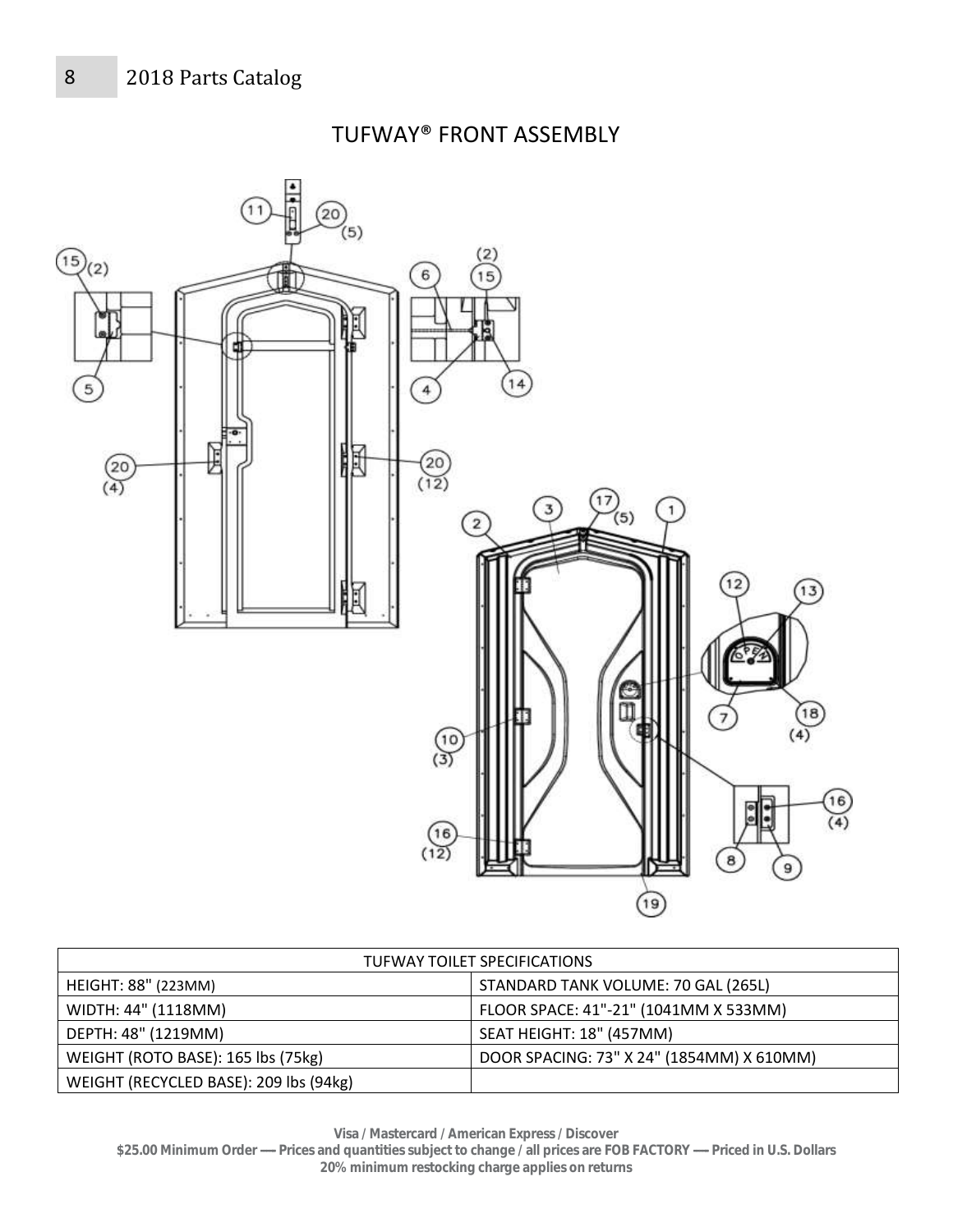# TUFWAY® FRONT ASSEMBLY

| TUFWAY TOILET SPECIFICATIONS | |
|---|---|
| HEIGHT: 88" (223MM) | STANDARD TANK VOLUME: 70 GAL (265L) |
| WIDTH: 44" (1118MM) | FLOOR SPACE: 41"-21" (1041MM X 533MM) |
| DEPTH: 48" (1219MM) | SEAT HEIGHT: 18" (457MM) |
| WEIGHT (ROTO BASE): 165 lbs (75kg) | DOOR SPACING: 73" X 24" (1854MM) X 610MM) |
| WEIGHT (RECYCLED BASE): 209 lbs (94kg) | |

**Visa / Mastercard / American Express / Discover**
**$25.00 Minimum Order — Prices and quantities subject to change / all prices are FOB FACTORY — Priced in U.S. Dollars**
**20% minimum restocking charge applies on returns**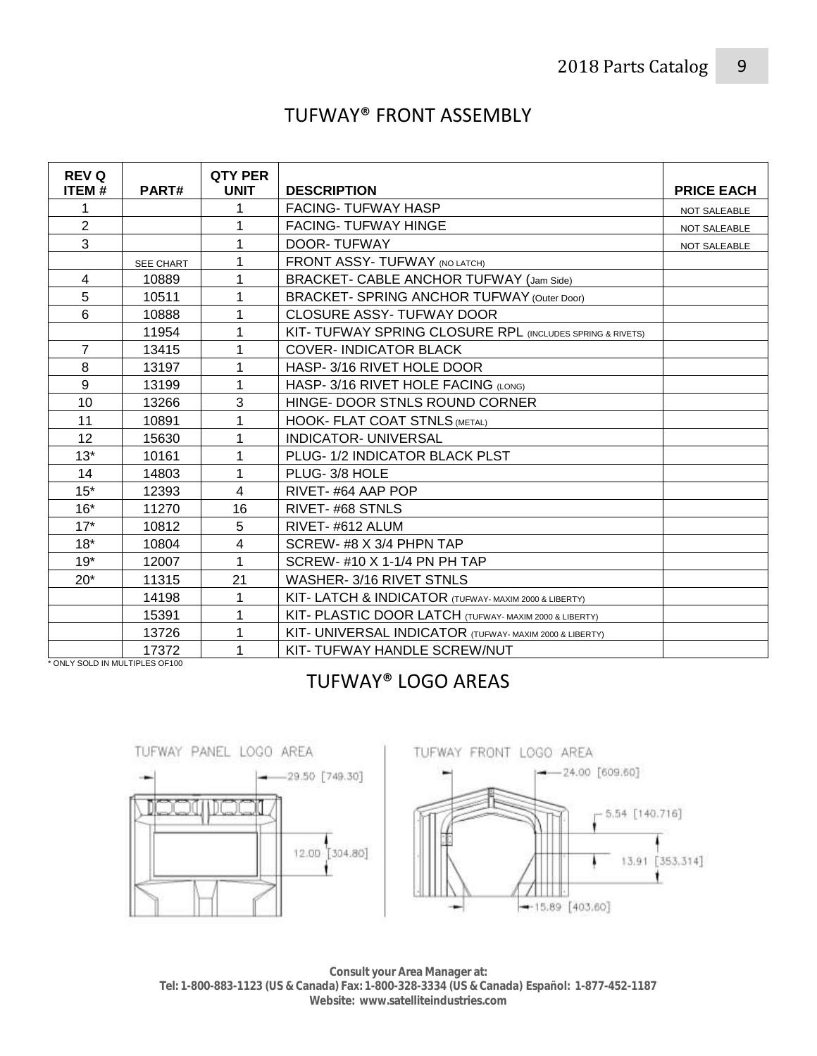# TUFWAY® FRONT ASSEMBLY

| REV Q ITEM # | PART# | QTY PER UNIT | DESCRIPTION | PRICE EACH |
|---|---|---|---|---|
| 1 | | 1 | FACING- TUFWAY HASP | NOT SALEABLE |
| 2 | | 1 | FACING- TUFWAY HINGE | NOT SALEABLE |
| 3 | | 1 | DOOR- TUFWAY | NOT SALEABLE |
| | SEE CHART | 1 | FRONT ASSY- TUFWAY (NO LATCH) | |
| 4 | 10889 | 1 | BRACKET- CABLE ANCHOR TUFWAY (Jam Side) | |
| 5 | 10511 | 1 | BRACKET- SPRING ANCHOR TUFWAY (Outer Door) | |
| 6 | 10888 | 1 | CLOSURE ASSY- TUFWAY DOOR | |
| | 11954 | 1 | KIT- TUFWAY SPRING CLOSURE RPL (INCLUDES SPRING & RIVETS) | |
| 7 | 13415 | 1 | COVER- INDICATOR BLACK | |
| 8 | 13197 | 1 | HASP- 3/16 RIVET HOLE DOOR | |
| 9 | 13199 | 1 | HASP- 3/16 RIVET HOLE FACING (LONG) | |
| 10 | 13266 | 3 | HINGE- DOOR STNLS ROUND CORNER | |
| 11 | 10891 | 1 | HOOK- FLAT COAT STNLS (METAL) | |
| 12 | 15630 | 1 | INDICATOR- UNIVERSAL | |
| 13* | 10161 | 1 | PLUG- 1/2 INDICATOR BLACK PLST | |
| 14 | 14803 | 1 | PLUG- 3/8 HOLE | |
| 15* | 12393 | 4 | RIVET- #64 AAP POP | |
| 16* | 11270 | 16 | RIVET- #68 STNLS | |
| 17* | 10812 | 5 | RIVET- #612 ALUM | |
| 18* | 10804 | 4 | SCREW- #8 X 3/4 PHPN TAP | |
| 19* | 12007 | 1 | SCREW- #10 X 1-1/4 PN PH TAP | |
| 20* | 11315 | 21 | WASHER- 3/16 RIVET STNLS | |
| | 14198 | 1 | KIT- LATCH & INDICATOR (TUFWAY- MAXIM 2000 & LIBERTY) | |
| | 15391 | 1 | KIT- PLASTIC DOOR LATCH (TUFWAY- MAXIM 2000 & LIBERTY) | |
| | 13726 | 1 | KIT- UNIVERSAL INDICATOR (TUFWAY- MAXIM 2000 & LIBERTY) | |
| | 17372 | 1 | KIT- TUFWAY HANDLE SCREW/NUT | |

* ONLY SOLD IN MULTIPLES OF100

# TUFWAY® LOGO AREAS

TUFWAY PANEL LOGO AREA

29.50 [749.30]

12.00 [304.80]

TUFWAY FRONT LOGO AREA

24.00 [609.60]

5.54 [140.716]

13.91 [353.314]

15.89 [403.60]

**Consult your Area Manager at:**
**Tel: 1-800-883-1123 (US & Canada) Fax: 1-800-328-3334 (US & Canada) Español: 1-877-452-1187**
**Website: www.satelliteindustries.com**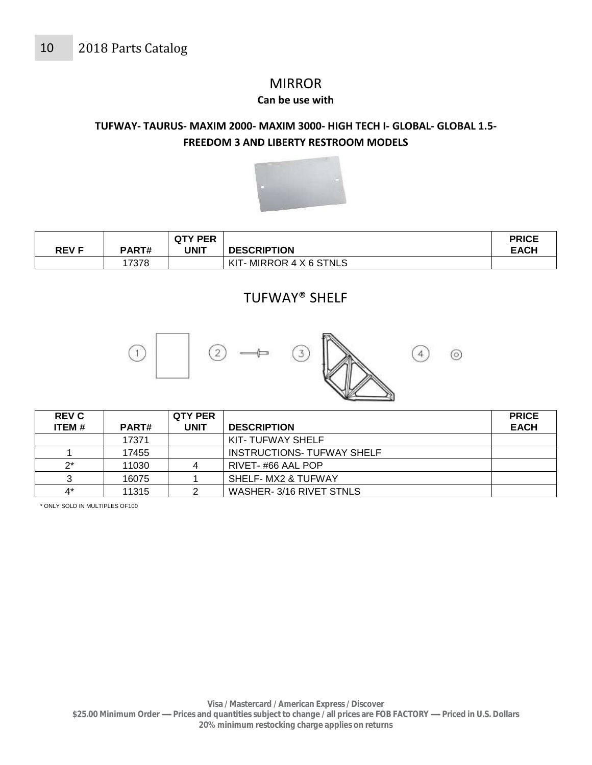# MIRROR

**Can be use with**

**TUFWAY- TAURUS- MAXIM 2000- MAXIM 3000- HIGH TECH I- GLOBAL- GLOBAL 1.5- FREEDOM 3 AND LIBERTY RESTROOM MODELS**

| REV F | PART# | QTY PER UNIT | DESCRIPTION | PRICE EACH |
|---|---|---|---|---|
| | 17378 | | KIT- MIRROR 4 X 6 STNLS | |

# TUFWAY® SHELF

| REV C ITEM # | PART# | QTY PER UNIT | DESCRIPTION | PRICE EACH |
|---|---|---|---|---|
| | 17371 | | KIT- TUFWAY SHELF | |
| 1 | 17455 | | INSTRUCTIONS- TUFWAY SHELF | |
| 2* | 11030 | 4 | RIVET- #66 AAL POP | |
| 3 | 16075 | 1 | SHELF- MX2 & TUFWAY | |
| 4* | 11315 | 2 | WASHER- 3/16 RIVET STNLS | |

* ONLY SOLD IN MULTIPLES OF100

**Visa / Mastercard / American Express / Discover**
**$25.00 Minimum Order — Prices and quantities subject to change / all prices are FOB FACTORY — Priced in U.S. Dollars**
**20% minimum restocking charge applies on returns**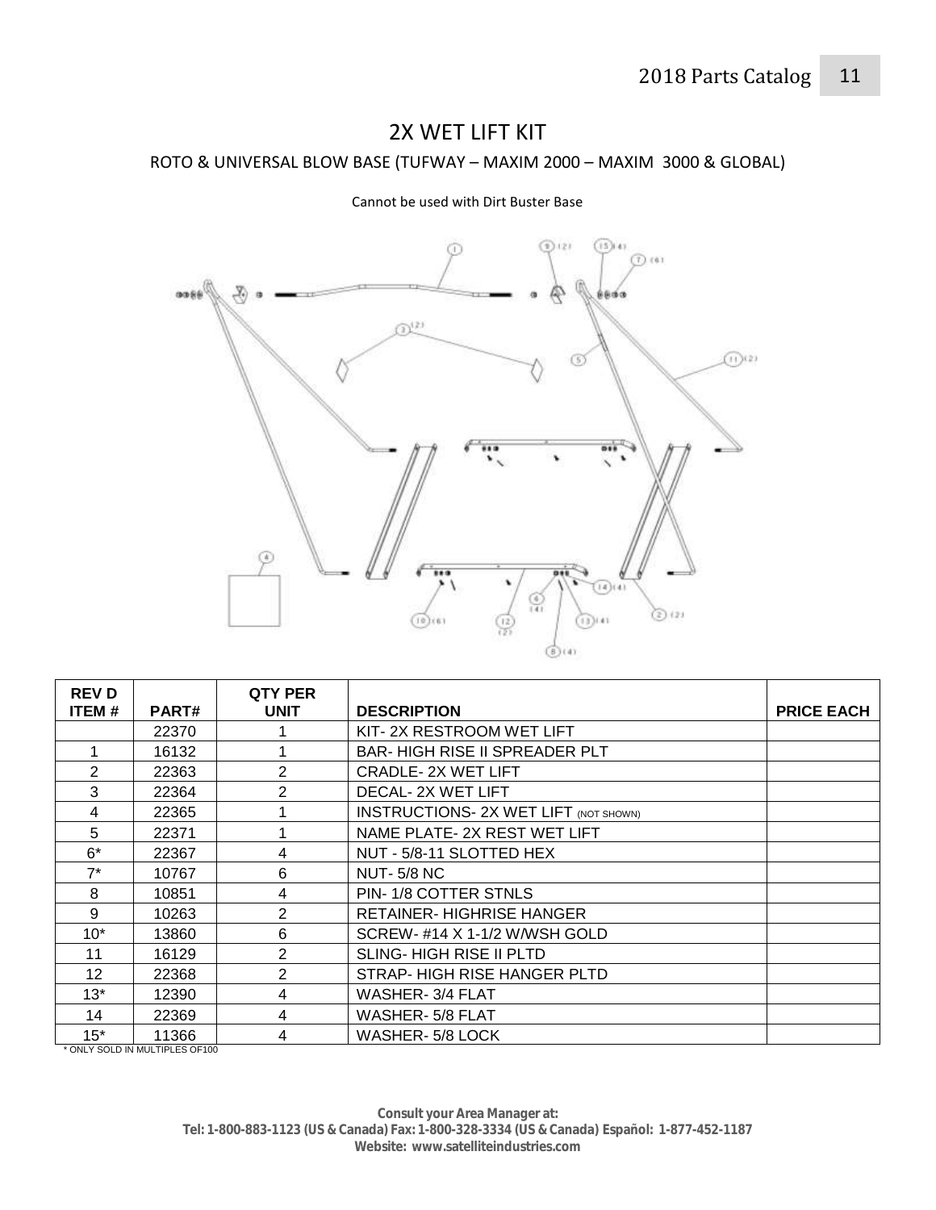# 2X WET LIFT KIT

ROTO & UNIVERSAL BLOW BASE (TUFWAY – MAXIM 2000 – MAXIM 3000 & GLOBAL)

Cannot be used with Dirt Buster Base

| REV D ITEM # | PART# | QTY PER UNIT | DESCRIPTION | PRICE EACH |
|---|---|---|---|---|
| | 22370 | 1 | KIT- 2X RESTROOM WET LIFT | |
| 1 | 16132 | 1 | BAR- HIGH RISE II SPREADER PLT | |
| 2 | 22363 | 2 | CRADLE- 2X WET LIFT | |
| 3 | 22364 | 2 | DECAL- 2X WET LIFT | |
| 4 | 22365 | 1 | INSTRUCTIONS- 2X WET LIFT (NOT SHOWN) | |
| 5 | 22371 | 1 | NAME PLATE- 2X REST WET LIFT | |
| 6* | 22367 | 4 | NUT - 5/8-11 SLOTTED HEX | |
| 7* | 10767 | 6 | NUT- 5/8 NC | |
| 8 | 10851 | 4 | PIN- 1/8 COTTER STNLS | |
| 9 | 10263 | 2 | RETAINER- HIGHRISE HANGER | |
| 10* | 13860 | 6 | SCREW- #14 X 1-1/2 W/WSH GOLD | |
| 11 | 16129 | 2 | SLING- HIGH RISE II PLTD | |
| 12 | 22368 | 2 | STRAP- HIGH RISE HANGER PLTD | |
| 13* | 12390 | 4 | WASHER- 3/4 FLAT | |
| 14 | 22369 | 4 | WASHER- 5/8 FLAT | |
| 15* | 11366 | 4 | WASHER- 5/8 LOCK | |

* ONLY SOLD IN MULTIPLES OF100

**Consult your Area Manager at:**
**Tel: 1-800-883-1123 (US & Canada) Fax: 1-800-328-3334 (US & Canada) Español: 1-877-452-1187**
**Website: www.satelliteindustries.com**